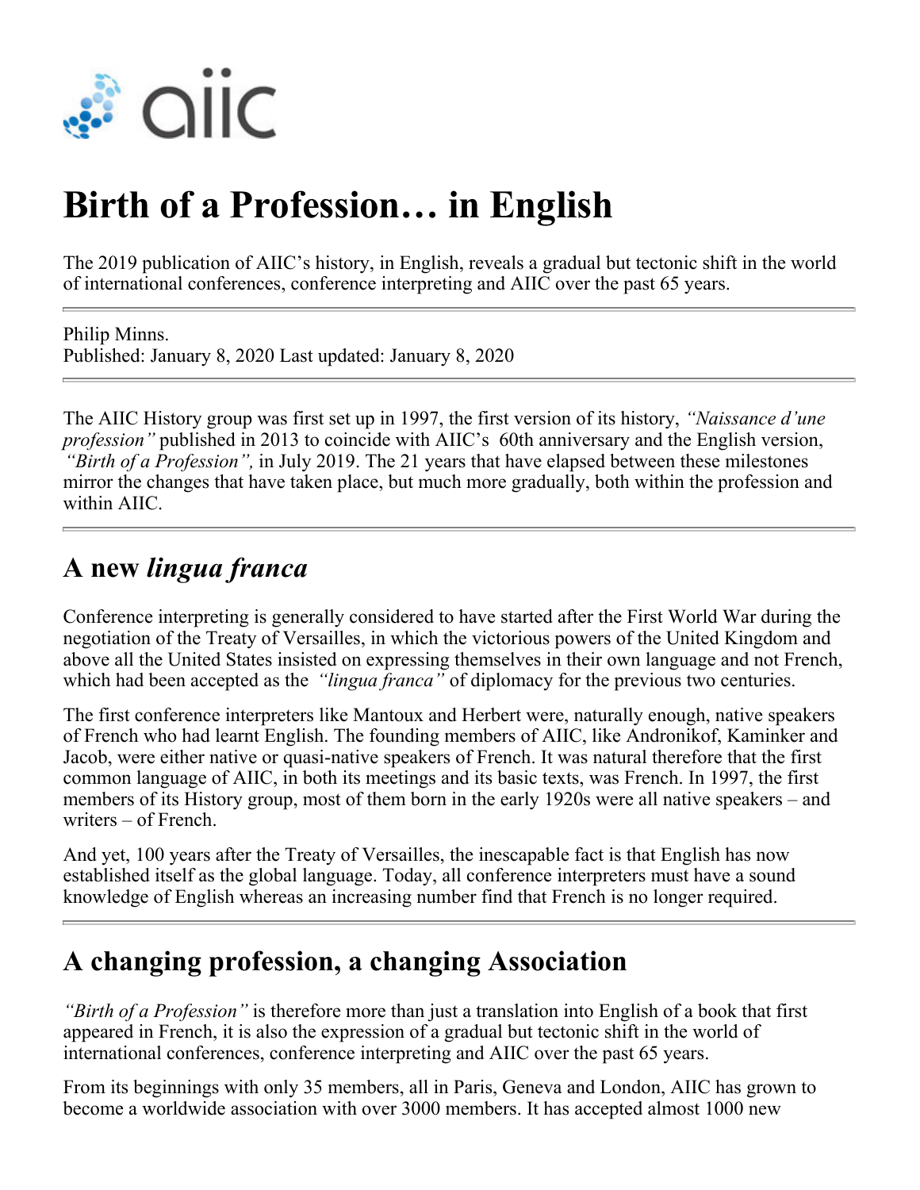aiic

# Birth of a Profession… in English

The 2019 publication of AIIC's history, in English, reveals a gradual but tectonic shift in the world of international conferences, conference interpreting and AIIC over the past 65 years.

Philip Minns.
Published: January 8, 2020 Last updated: January 8, 2020

The AIIC History group was first set up in 1997, the first version of its history, *"Naissance d'une profession"* published in 2013 to coincide with AIIC's 60th anniversary and the English version, *"Birth of a Profession",* in July 2019. The 21 years that have elapsed between these milestones mirror the changes that have taken place, but much more gradually, both within the profession and within AIIC.

## A new *lingua franca*

Conference interpreting is generally considered to have started after the First World War during the negotiation of the Treaty of Versailles, in which the victorious powers of the United Kingdom and above all the United States insisted on expressing themselves in their own language and not French, which had been accepted as the *"lingua franca"* of diplomacy for the previous two centuries.

The first conference interpreters like Mantoux and Herbert were, naturally enough, native speakers of French who had learnt English. The founding members of AIIC, like Andronikof, Kaminker and Jacob, were either native or quasi-native speakers of French. It was natural therefore that the first common language of AIIC, in both its meetings and its basic texts, was French. In 1997, the first members of its History group, most of them born in the early 1920s were all native speakers – and writers – of French.

And yet, 100 years after the Treaty of Versailles, the inescapable fact is that English has now established itself as the global language. Today, all conference interpreters must have a sound knowledge of English whereas an increasing number find that French is no longer required.

## A changing profession, a changing Association

*"Birth of a Profession"* is therefore more than just a translation into English of a book that first appeared in French, it is also the expression of a gradual but tectonic shift in the world of international conferences, conference interpreting and AIIC over the past 65 years.

From its beginnings with only 35 members, all in Paris, Geneva and London, AIIC has grown to become a worldwide association with over 3000 members. It has accepted almost 1000 new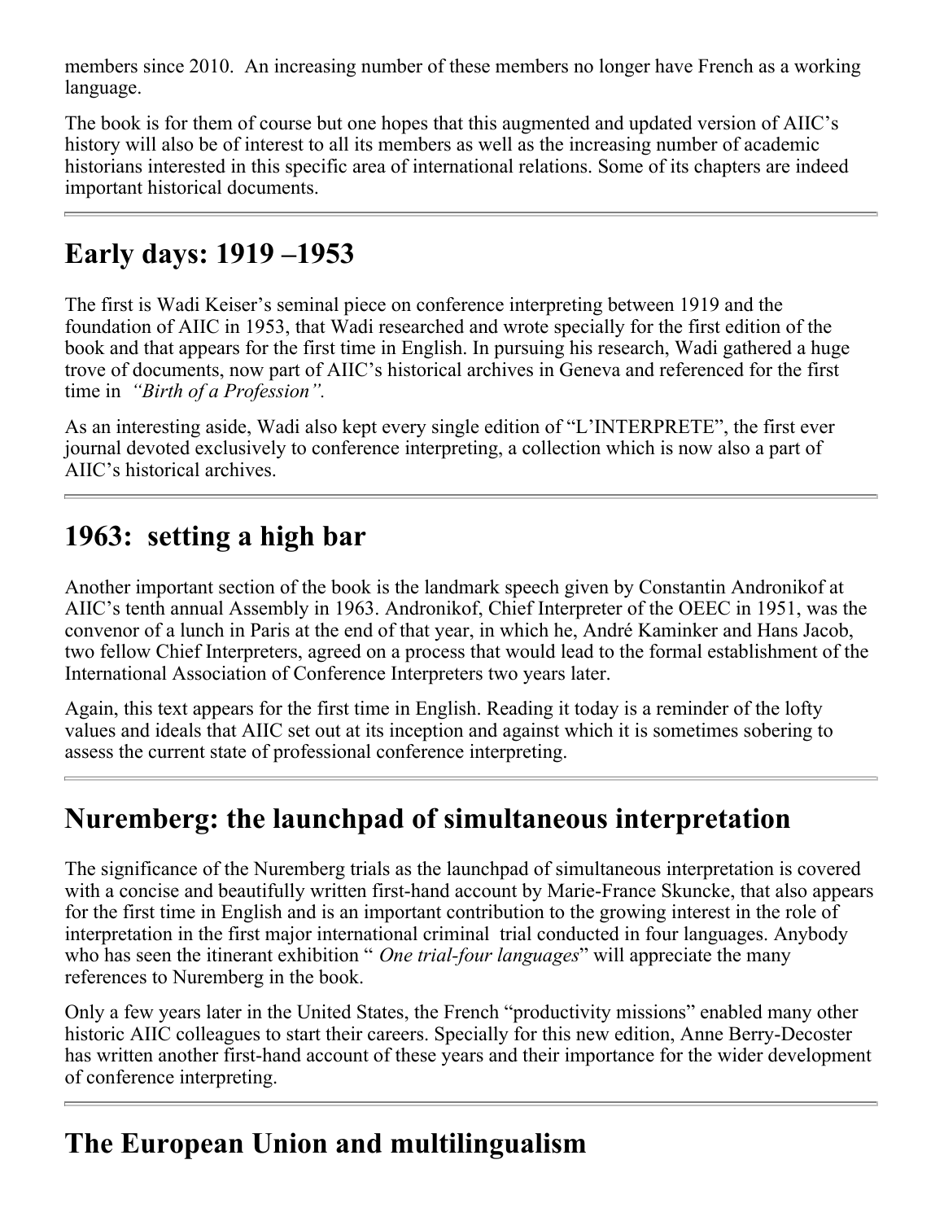members since 2010. An increasing number of these members no longer have French as a working language.

The book is for them of course but one hopes that this augmented and updated version of AIIC's history will also be of interest to all its members as well as the increasing number of academic historians interested in this specific area of international relations. Some of its chapters are indeed important historical documents.

---

## Early days: 1919 –1953

The first is Wadi Keiser's seminal piece on conference interpreting between 1919 and the foundation of AIIC in 1953, that Wadi researched and wrote specially for the first edition of the book and that appears for the first time in English. In pursuing his research, Wadi gathered a huge trove of documents, now part of AIIC's historical archives in Geneva and referenced for the first time in *"Birth of a Profession".*

As an interesting aside, Wadi also kept every single edition of "L'INTERPRETE", the first ever journal devoted exclusively to conference interpreting, a collection which is now also a part of AIIC's historical archives.

---

## 1963: setting a high bar

Another important section of the book is the landmark speech given by Constantin Andronikof at AIIC's tenth annual Assembly in 1963. Andronikof, Chief Interpreter of the OEEC in 1951, was the convenor of a lunch in Paris at the end of that year, in which he, André Kaminker and Hans Jacob, two fellow Chief Interpreters, agreed on a process that would lead to the formal establishment of the International Association of Conference Interpreters two years later.

Again, this text appears for the first time in English. Reading it today is a reminder of the lofty values and ideals that AIIC set out at its inception and against which it is sometimes sobering to assess the current state of professional conference interpreting.

---

## Nuremberg: the launchpad of simultaneous interpretation

The significance of the Nuremberg trials as the launchpad of simultaneous interpretation is covered with a concise and beautifully written first-hand account by Marie-France Skuncke, that also appears for the first time in English and is an important contribution to the growing interest in the role of interpretation in the first major international criminal trial conducted in four languages. Anybody who has seen the itinerant exhibition " *One trial-four languages*" will appreciate the many references to Nuremberg in the book.

Only a few years later in the United States, the French "productivity missions" enabled many other historic AIIC colleagues to start their careers. Specially for this new edition, Anne Berry-Decoster has written another first-hand account of these years and their importance for the wider development of conference interpreting.

---

## The European Union and multilingualism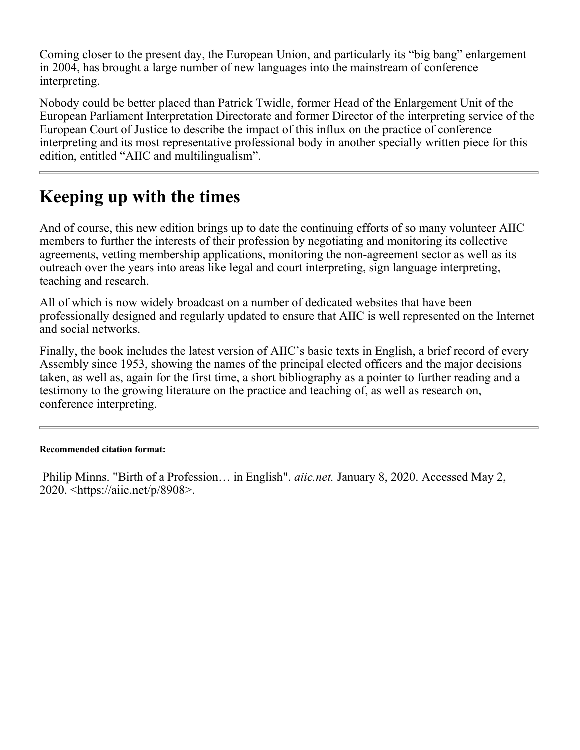Coming closer to the present day, the European Union, and particularly its "big bang" enlargement in 2004, has brought a large number of new languages into the mainstream of conference interpreting.

Nobody could be better placed than Patrick Twidle, former Head of the Enlargement Unit of the European Parliament Interpretation Directorate and former Director of the interpreting service of the European Court of Justice to describe the impact of this influx on the practice of conference interpreting and its most representative professional body in another specially written piece for this edition, entitled "AIIC and multilingualism".

---

## Keeping up with the times

And of course, this new edition brings up to date the continuing efforts of so many volunteer AIIC members to further the interests of their profession by negotiating and monitoring its collective agreements, vetting membership applications, monitoring the non-agreement sector as well as its outreach over the years into areas like legal and court interpreting, sign language interpreting, teaching and research.

All of which is now widely broadcast on a number of dedicated websites that have been professionally designed and regularly updated to ensure that AIIC is well represented on the Internet and social networks.

Finally, the book includes the latest version of AIIC's basic texts in English, a brief record of every Assembly since 1953, showing the names of the principal elected officers and the major decisions taken, as well as, again for the first time, a short bibliography as a pointer to further reading and a testimony to the growing literature on the practice and teaching of, as well as research on, conference interpreting.

---

**Recommended citation format:**

Philip Minns. "Birth of a Profession… in English". *aiic.net.* January 8, 2020. Accessed May 2, 2020. <https://aiic.net/p/8908>.